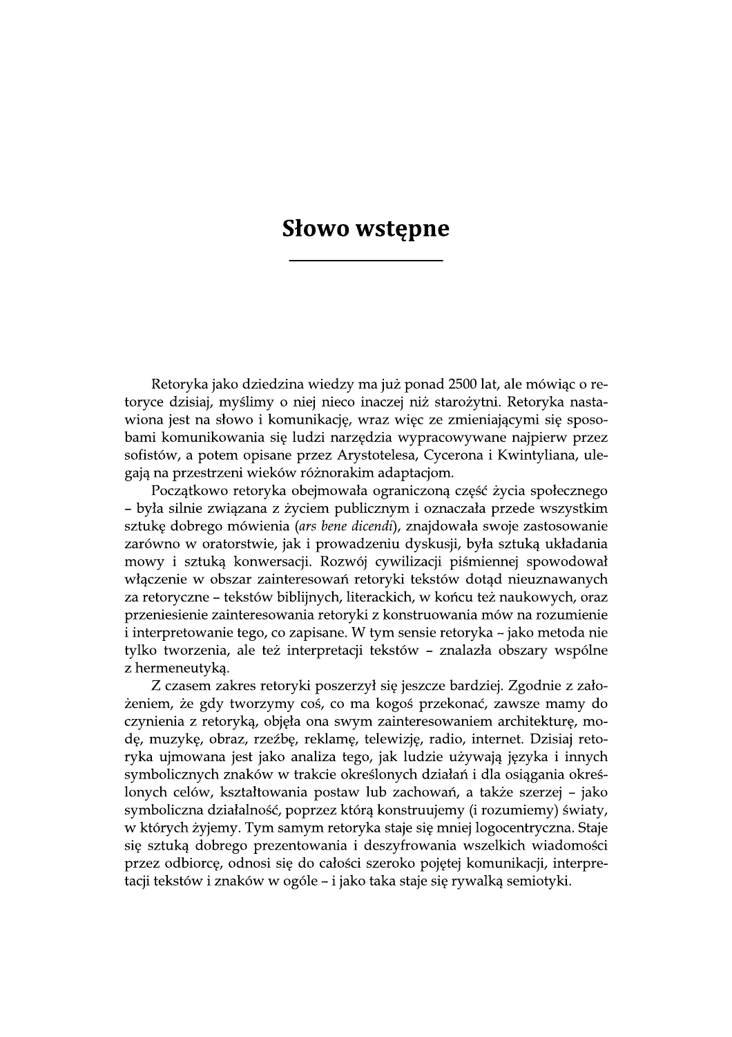# Słowo wstępne

Retoryka jako dziedzina wiedzy ma już ponad 2500 lat, ale mówiąc o retoryce dzisiaj, myślimy o niej nieco inaczej niż starożytni. Retoryka nastawiona jest na słowo i komunikację, wraz więc ze zmieniającymi się sposobami komunikowania się ludzi narzędzia wypracowywane najpierw przez sofistów, a potem opisane przez Arystotelesa, Cycerona i Kwintyliana, ulegają na przestrzeni wieków różnorakim adaptacjom.

Początkowo retoryka obejmowała ograniczoną część życia społecznego – była silnie związana z życiem publicznym i oznaczała przede wszystkim sztukę dobrego mówienia (*ars bene dicendi*), znajdowała swoje zastosowanie zarówno w oratorstwie, jak i prowadzeniu dyskusji, była sztuką układania mowy i sztuką konwersacji. Rozwój cywilizacji piśmiennej spowodował włączenie w obszar zainteresowań retoryki tekstów dotąd nieuznawanych za retoryczne – tekstów biblijnych, literackich, w końcu też naukowych, oraz przeniesienie zainteresowania retoryki z konstruowania mów na rozumienie i interpretowanie tego, co zapisane. W tym sensie retoryka – jako metoda nie tylko tworzenia, ale też interpretacji tekstów – znalazła obszary wspólne z hermeneutyką.

Z czasem zakres retoryki poszerzył się jeszcze bardziej. Zgodnie z założeniem, że gdy tworzymy coś, co ma kogoś przekonać, zawsze mamy do czynienia z retoryką, objęła ona swym zainteresowaniem architekturę, modę, muzykę, obraz, rzeźbę, reklamę, telewizję, radio, internet. Dzisiaj retoryka ujmowana jest jako analiza tego, jak ludzie używają języka i innych symbolicznych znaków w trakcie określonych działań i dla osiągania określonych celów, kształtowania postaw lub zachowań, a także szerzej – jako symboliczna działalność, poprzez którą konstruujemy (i rozumiemy) światy, w których żyjemy. Tym samym retoryka staje się mniej logocentryczna. Staje się sztuką dobrego prezentowania i deszyfrowania wszelkich wiadomości przez odbiorcę, odnosi się do całości szeroko pojętej komunikacji, interpretacji tekstów i znaków w ogóle – i jako taka staje się rywalką semiotyki.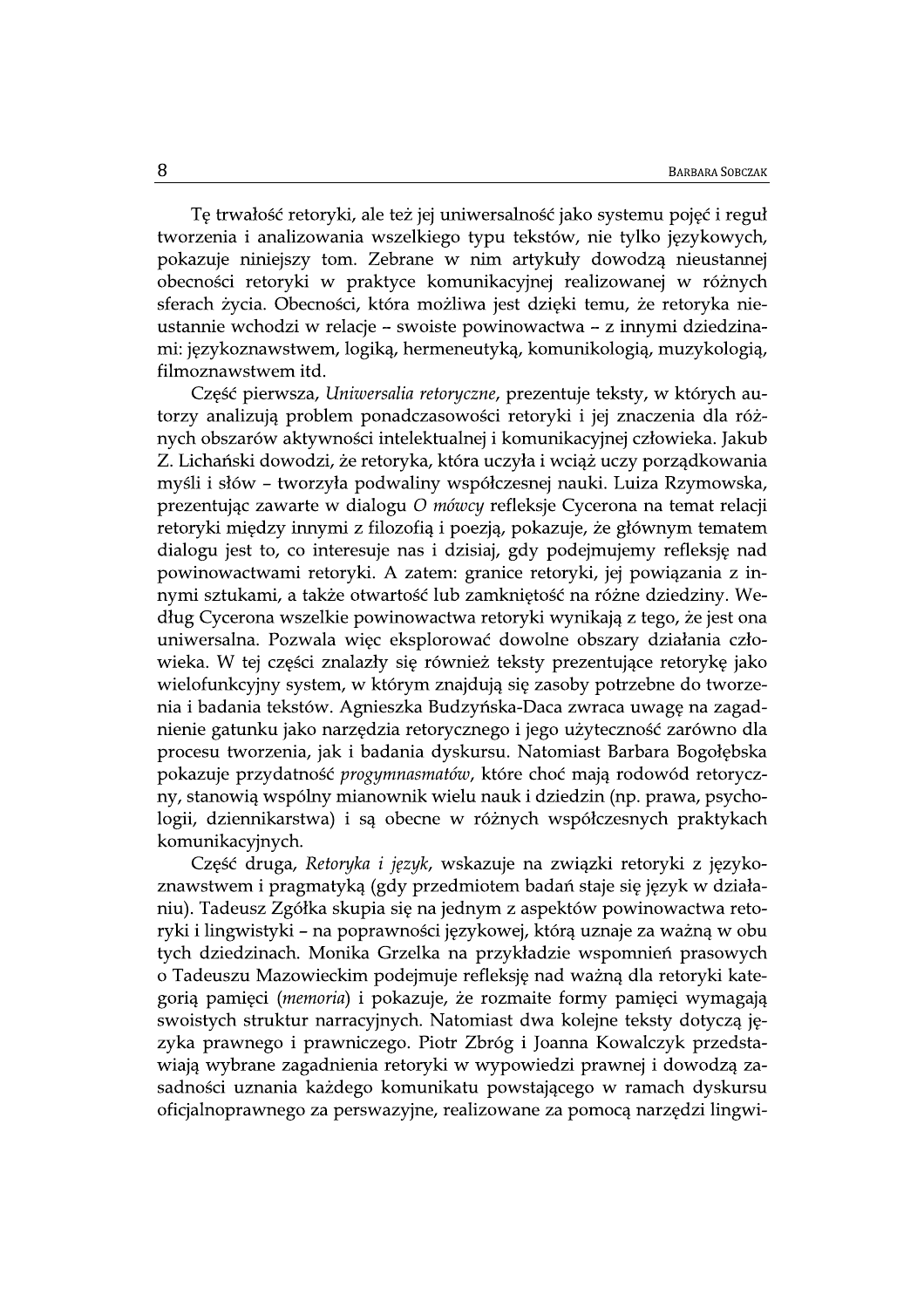Tę trwałość retoryki, ale też jej uniwersalność jako systemu pojęć i reguł tworzenia i analizowania wszelkiego typu tekstów, nie tylko językowych, pokazuje niniejszy tom. Zebrane w nim artykuły dowodzą nieustannej obecności retoryki w praktyce komunikacyjnej realizowanej w różnych sferach życia. Obecności, która możliwa jest dzięki temu, że retoryka nieustannie wchodzi w relacje – swoiste powinowactwa – z innymi dziedzinami: językoznawstwem, logiką, hermeneutyką, komunikologią, muzykologią, filmoznawstwem itd.

Część pierwsza, *Uniwersalia retoryczne*, prezentuje teksty, w których autorzy analizują problem ponadczasowości retoryki i jej znaczenia dla różnych obszarów aktywności intelektualnej i komunikacyjnej człowieka. Jakub Z. Lichański dowodzi, że retoryka, która uczyła i wciąż uczy porządkowania myśli i słów – tworzyła podwaliny współczesnej nauki. Luiza Rzymowska, prezentując zawarte w dialogu *O mówcy* refleksje Cycerona na temat relacji retoryki między innymi z filozofią i poezją, pokazuje, że głównym tematem dialogu jest to, co interesuje nas i dzisiaj, gdy podejmujemy refleksję nad powinowactwami retoryki. A zatem: granice retoryki, jej powiązania z innymi sztukami, a także otwartość lub zamkniętość na różne dziedziny. Według Cycerona wszelkie powinowactwa retoryki wynikają z tego, że jest ona uniwersalna. Pozwala więc eksplorować dowolne obszary działania człowieka. W tej części znalazły się również teksty prezentujące retorykę jako wielofunkcyjny system, w którym znajdują się zasoby potrzebne do tworzenia i badania tekstów. Agnieszka Budzyńska-Daca zwraca uwagę na zagadnienie gatunku jako narzędzia retorycznego i jego użyteczność zarówno dla procesu tworzenia, jak i badania dyskursu. Natomiast Barbara Bogołębska pokazuje przydatność *progymnasmatów*, które choć mają rodowód retoryczny, stanowią wspólny mianownik wielu nauk i dziedzin (np. prawa, psychologii, dziennikarstwa) i są obecne w różnych współczesnych praktykach komunikacyjnych.

Część druga, *Retoryka i język*, wskazuje na związki retoryki z językoznawstwem i pragmatyką (gdy przedmiotem badań staje się język w działaniu). Tadeusz Zgółka skupia się na jednym z aspektów powinowactwa retoryki i lingwistyki – na poprawności językowej, którą uznaje za ważną w obu tych dziedzinach. Monika Grzelka na przykładzie wspomnień prasowych o Tadeuszu Mazowieckim podejmuje refleksję nad ważną dla retoryki kategorią pamięci (*memoria*) i pokazuje, że rozmaite formy pamięci wymagają swoistych struktur narracyjnych. Natomiast dwa kolejne teksty dotyczą języka prawnego i prawniczego. Piotr Zbróg i Joanna Kowalczyk przedstawiają wybrane zagadnienia retoryki w wypowiedzi prawnej i dowodzą zasadności uznania każdego komunikatu powstającego w ramach dyskursu oficjalnoprawnego za perswazyjne, realizowane za pomocą narzędzi lingwi-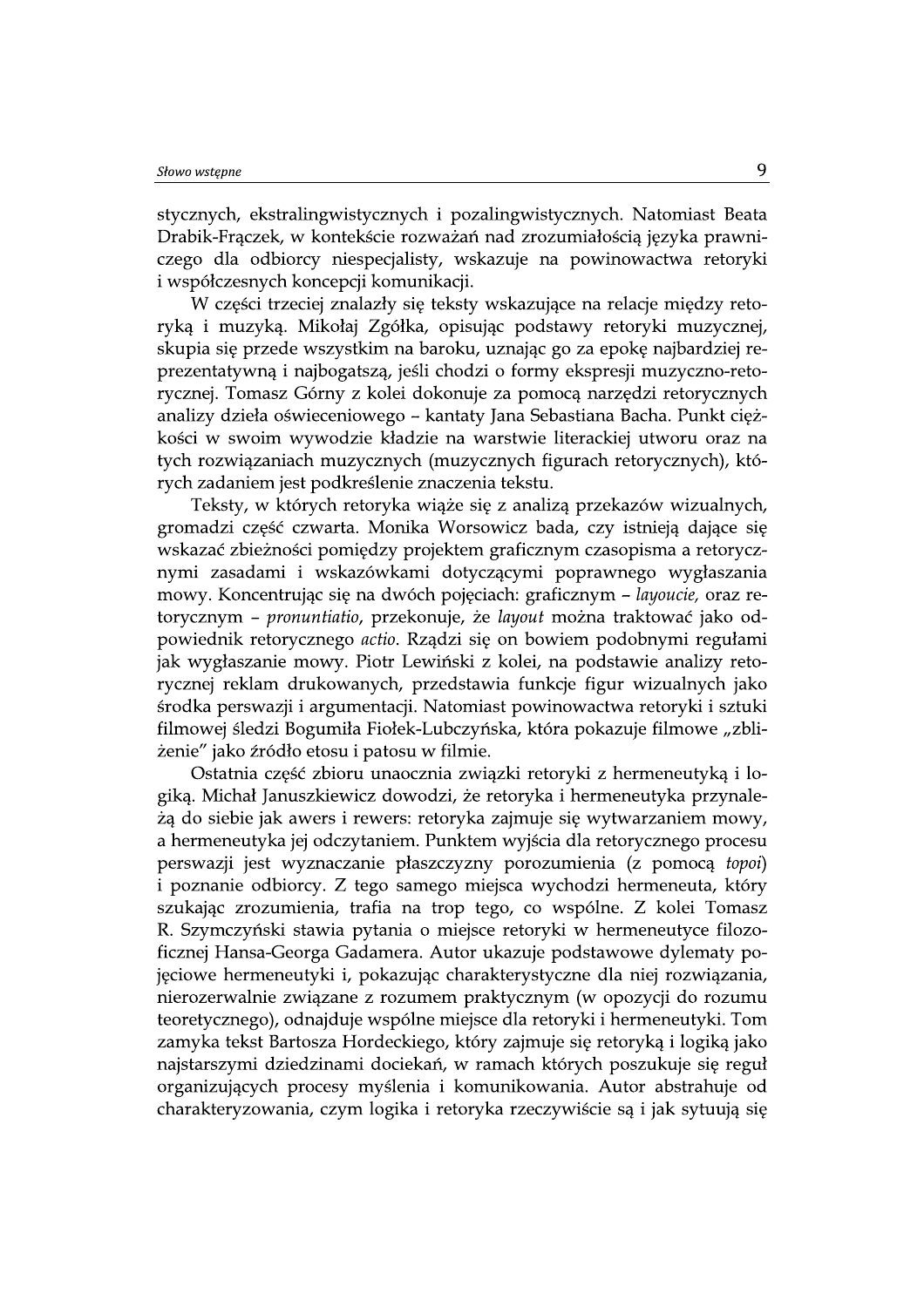stycznych, ekstralingwistycznych i pozalingwistycznych. Natomiast Beata Drabik-Frączek, w kontekście rozważań nad zrozumiałością języka prawniczego dla odbiorcy niespecjalisty, wskazuje na powinowactwa retoryki i współczesnych koncepcji komunikacji.

W części trzeciej znalazły się teksty wskazujące na relacje między retoryką i muzyką. Mikołaj Zgółka, opisując podstawy retoryki muzycznej, skupia się przede wszystkim na baroku, uznając go za epokę najbardziej reprezentatywną i najbogatszą, jeśli chodzi o formy ekspresji muzyczno-retorycznej. Tomasz Górny z kolei dokonuje za pomocą narzędzi retorycznych analizy dzieła oświeceniowego – kantaty Jana Sebastiana Bacha. Punkt ciężkości w swoim wywodzie kładzie na warstwie literackiej utworu oraz na tych rozwiązaniach muzycznych (muzycznych figurach retorycznych), których zadaniem jest podkreślenie znaczenia tekstu.

Teksty, w których retoryka wiąże się z analizą przekazów wizualnych, gromadzi część czwarta. Monika Worsowicz bada, czy istnieją dające się wskazać zbieżności pomiędzy projektem graficznym czasopisma a retorycznymi zasadami i wskazówkami dotyczącymi poprawnego wygłaszania mowy. Koncentrując się na dwóch pojęciach: graficznym – *layoucie,* oraz retorycznym – *pronuntiatio*, przekonuje, że *layout* można traktować jako odpowiednik retorycznego *actio*. Rządzi się on bowiem podobnymi regułami jak wygłaszanie mowy. Piotr Lewiński z kolei, na podstawie analizy retorycznej reklam drukowanych, przedstawia funkcje figur wizualnych jako środka perswazji i argumentacji. Natomiast powinowactwa retoryki i sztuki filmowej śledzi Bogumiła Fiołek-Lubczyńska, która pokazuje filmowe „zbliżenie" jako źródło etosu i patosu w filmie.

Ostatnia część zbioru unaocznia związki retoryki z hermeneutyką i logiką. Michał Januszkiewicz dowodzi, że retoryka i hermeneutyka przynależą do siebie jak awers i rewers: retoryka zajmuje się wytwarzaniem mowy, a hermeneutyka jej odczytaniem. Punktem wyjścia dla retorycznego procesu perswazji jest wyznaczanie płaszczyzny porozumienia (z pomocą *topoi*) i poznanie odbiorcy. Z tego samego miejsca wychodzi hermeneuta, który szukając zrozumienia, trafia na trop tego, co wspólne. Z kolei Tomasz R. Szymczyński stawia pytania o miejsce retoryki w hermeneutyce filozoficznej Hansa-Georga Gadamera. Autor ukazuje podstawowe dylematy pojęciowe hermeneutyki i, pokazując charakterystyczne dla niej rozwiązania, nierozerwalnie związane z rozumem praktycznym (w opozycji do rozumu teoretycznego), odnajduje wspólne miejsce dla retoryki i hermeneutyki. Tom zamyka tekst Bartosza Hordeckiego, który zajmuje się retoryką i logiką jako najstarszymi dziedzinami dociekań, w ramach których poszukuje się reguł organizujących procesy myślenia i komunikowania. Autor abstrahuje od charakteryzowania, czym logika i retoryka rzeczywiście są i jak sytuują się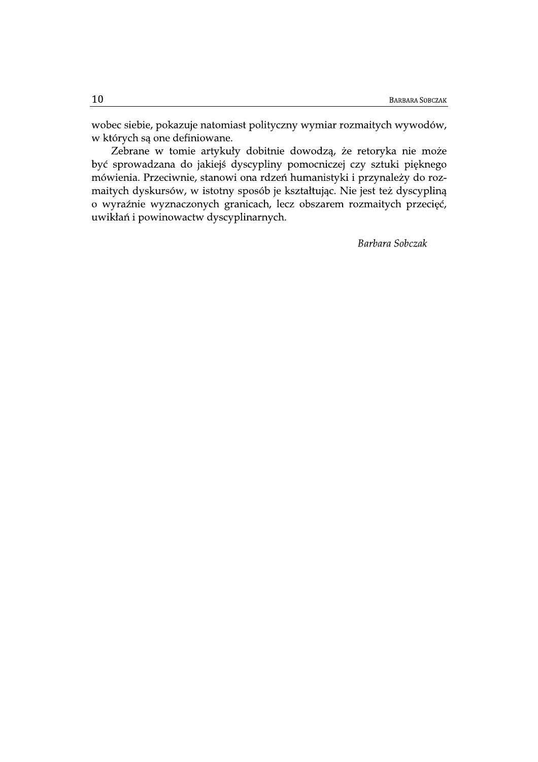wobec siebie, pokazuje natomiast polityczny wymiar rozmaitych wywodów, w których są one definiowane.

Zebrane w tomie artykuły dobitnie dowodzą, że retoryka nie może być sprowadzana do jakiejś dyscypliny pomocniczej czy sztuki pięknego mówienia. Przeciwnie, stanowi ona rdzeń humanistyki i przynależy do rozmaitych dyskursów, w istotny sposób je kształtując. Nie jest też dyscypliną o wyraźnie wyznaczonych granicach, lecz obszarem rozmaitych przecięć, uwikłań i powinowactw dyscyplinarnych.

*Barbara Sobczak*